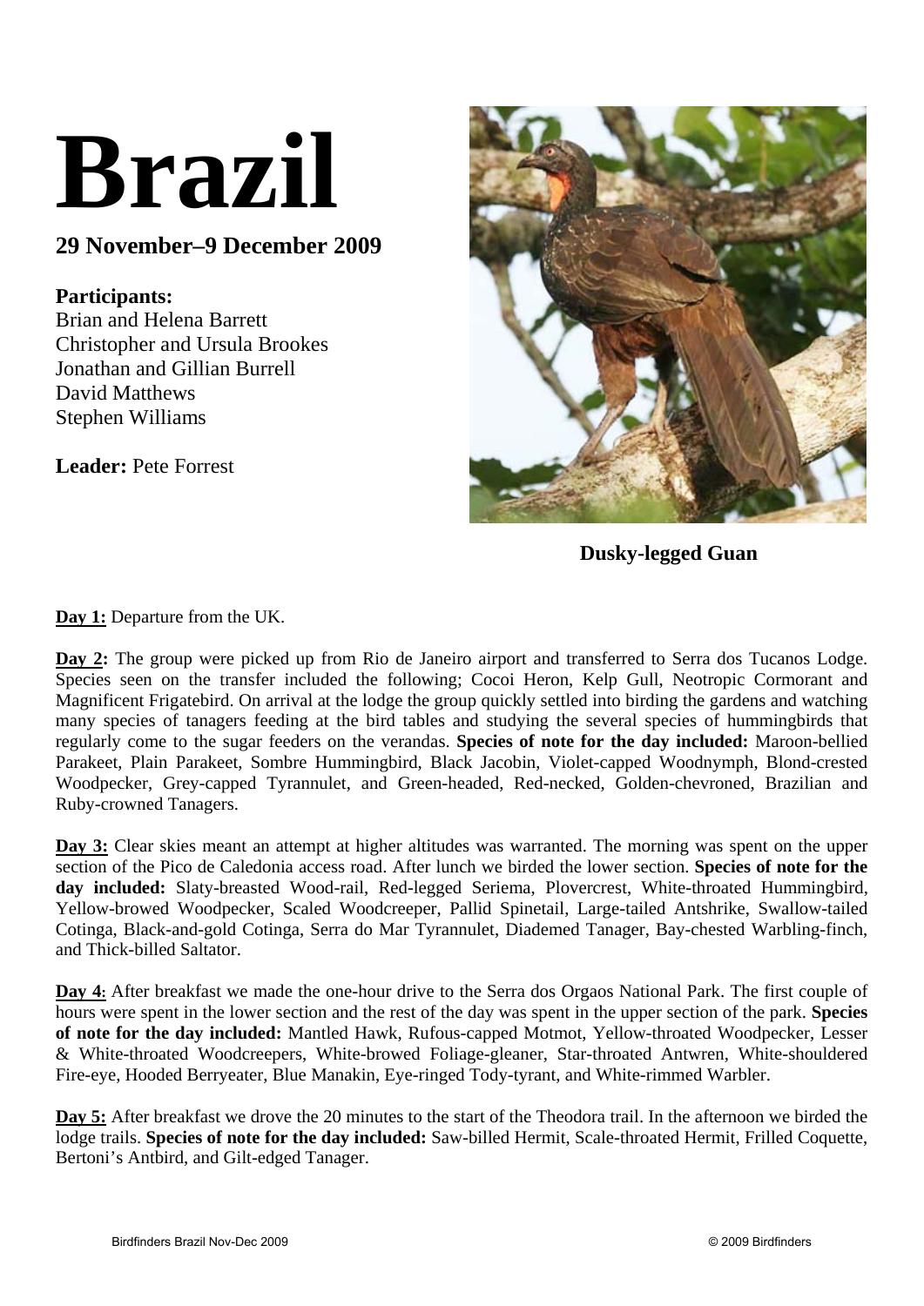# Brazil

## 29 November–9 December 2009

**Participants:**
Brian and Helena Barrett
Christopher and Ursula Brookes
Jonathan and Gillian Burrell
David Matthews
Stephen Williams

**Leader:** Pete Forrest

**Dusky-legged Guan**

**Day 1:** Departure from the UK.

**Day 2:** The group were picked up from Rio de Janeiro airport and transferred to Serra dos Tucanos Lodge. Species seen on the transfer included the following; Cocoi Heron, Kelp Gull, Neotropic Cormorant and Magnificent Frigatebird. On arrival at the lodge the group quickly settled into birding the gardens and watching many species of tanagers feeding at the bird tables and studying the several species of hummingbirds that regularly come to the sugar feeders on the verandas. **Species of note for the day included:** Maroon-bellied Parakeet, Plain Parakeet, Sombre Hummingbird, Black Jacobin, Violet-capped Woodnymph, Blond-crested Woodpecker, Grey-capped Tyrannulet, and Green-headed, Red-necked, Golden-chevroned, Brazilian and Ruby-crowned Tanagers.

**Day 3:** Clear skies meant an attempt at higher altitudes was warranted. The morning was spent on the upper section of the Pico de Caledonia access road. After lunch we birded the lower section. **Species of note for the day included:** Slaty-breasted Wood-rail, Red-legged Seriema, Plovercrest, White-throated Hummingbird, Yellow-browed Woodpecker, Scaled Woodcreeper, Pallid Spinetail, Large-tailed Antshrike, Swallow-tailed Cotinga, Black-and-gold Cotinga, Serra do Mar Tyrannulet, Diademed Tanager, Bay-chested Warbling-finch, and Thick-billed Saltator.

**Day 4:** After breakfast we made the one-hour drive to the Serra dos Orgaos National Park. The first couple of hours were spent in the lower section and the rest of the day was spent in the upper section of the park. **Species of note for the day included:** Mantled Hawk, Rufous-capped Motmot, Yellow-throated Woodpecker, Lesser & White-throated Woodcreepers, White-browed Foliage-gleaner, Star-throated Antwren, White-shouldered Fire-eye, Hooded Berryeater, Blue Manakin, Eye-ringed Tody-tyrant, and White-rimmed Warbler.

**Day 5:** After breakfast we drove the 20 minutes to the start of the Theodora trail. In the afternoon we birded the lodge trails. **Species of note for the day included:** Saw-billed Hermit, Scale-throated Hermit, Frilled Coquette, Bertoni's Antbird, and Gilt-edged Tanager.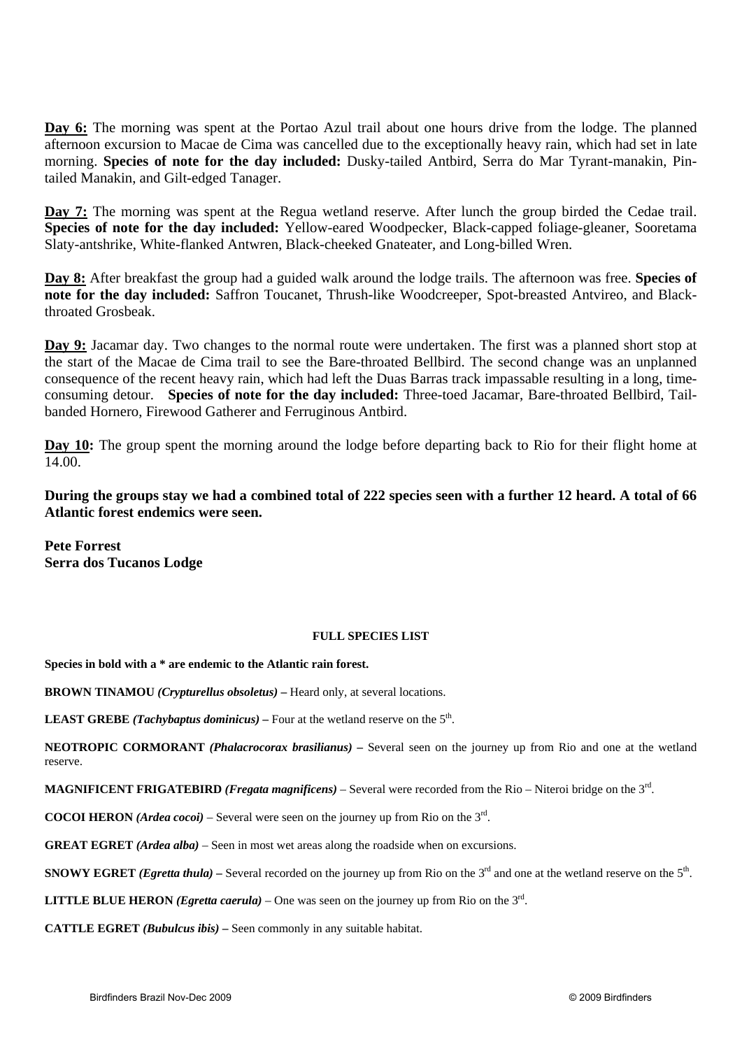**Day 6:** The morning was spent at the Portao Azul trail about one hours drive from the lodge. The planned afternoon excursion to Macae de Cima was cancelled due to the exceptionally heavy rain, which had set in late morning. **Species of note for the day included:** Dusky-tailed Antbird, Serra do Mar Tyrant-manakin, Pin-tailed Manakin, and Gilt-edged Tanager.

**Day 7:** The morning was spent at the Regua wetland reserve. After lunch the group birded the Cedae trail. **Species of note for the day included:** Yellow-eared Woodpecker, Black-capped foliage-gleaner, Sooretama Slaty-antshrike, White-flanked Antwren, Black-cheeked Gnateater, and Long-billed Wren.

**Day 8:** After breakfast the group had a guided walk around the lodge trails. The afternoon was free. **Species of note for the day included:** Saffron Toucanet, Thrush-like Woodcreeper, Spot-breasted Antvireo, and Black-throated Grosbeak.

**Day 9:** Jacamar day. Two changes to the normal route were undertaken. The first was a planned short stop at the start of the Macae de Cima trail to see the Bare-throated Bellbird. The second change was an unplanned consequence of the recent heavy rain, which had left the Duas Barras track impassable resulting in a long, time-consuming detour. **Species of note for the day included:** Three-toed Jacamar, Bare-throated Bellbird, Tail-banded Hornero, Firewood Gatherer and Ferruginous Antbird.

**Day 10:** The group spent the morning around the lodge before departing back to Rio for their flight home at 14.00.

**During the groups stay we had a combined total of 222 species seen with a further 12 heard. A total of 66 Atlantic forest endemics were seen.**

**Pete Forrest**
**Serra dos Tucanos Lodge**

## FULL SPECIES LIST

**Species in bold with a * are endemic to the Atlantic rain forest.**

**BROWN TINAMOU *(Crypturellus obsoletus)* –** Heard only, at several locations.

**LEAST GREBE *(Tachybaptus dominicus)* –** Four at the wetland reserve on the 5th.

**NEOTROPIC CORMORANT *(Phalacrocorax brasilianus)* –** Several seen on the journey up from Rio and one at the wetland reserve.

**MAGNIFICENT FRIGATEBIRD *(Fregata magnificens)*** – Several were recorded from the Rio – Niteroi bridge on the 3rd.

**COCOI HERON *(Ardea cocoi)*** – Several were seen on the journey up from Rio on the 3rd.

**GREAT EGRET *(Ardea alba)*** – Seen in most wet areas along the roadside when on excursions.

**SNOWY EGRET *(Egretta thula)* –** Several recorded on the journey up from Rio on the 3rd and one at the wetland reserve on the 5th.

**LITTLE BLUE HERON *(Egretta caerula)*** – One was seen on the journey up from Rio on the 3rd.

**CATTLE EGRET *(Bubulcus ibis)* –** Seen commonly in any suitable habitat.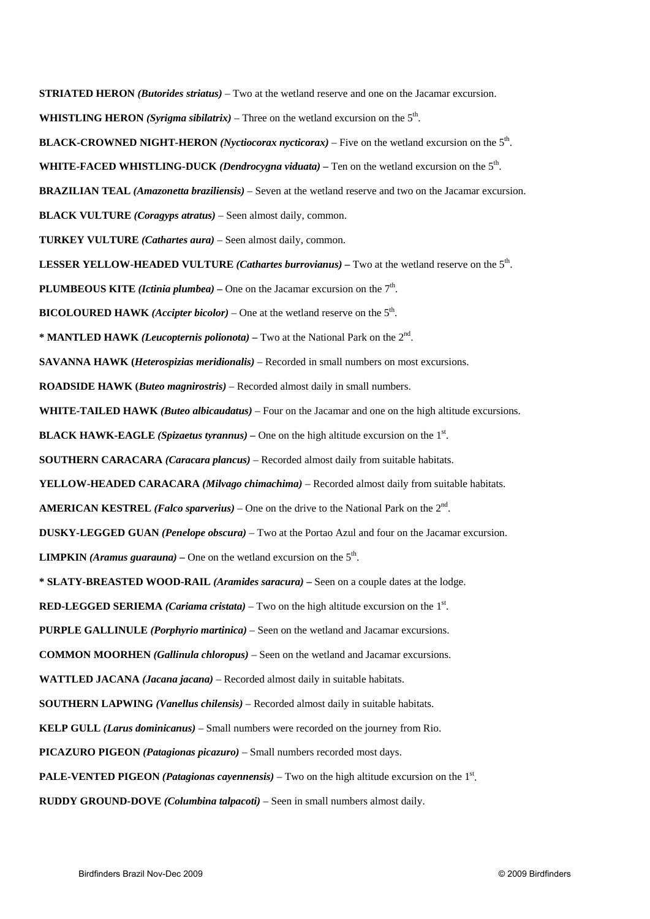**STRIATED HERON** ***(Butorides striatus)*** – Two at the wetland reserve and one on the Jacamar excursion.

**WHISTLING HERON** ***(Syrigma sibilatrix)*** – Three on the wetland excursion on the 5th.

**BLACK-CROWNED NIGHT-HERON** ***(Nyctiocorax nycticorax)*** – Five on the wetland excursion on the 5th.

**WHITE-FACED WHISTLING-DUCK** ***(Dendrocygna viduata)*** **–** Ten on the wetland excursion on the 5th.

**BRAZILIAN TEAL** ***(Amazonetta braziliensis)*** – Seven at the wetland reserve and two on the Jacamar excursion.

**BLACK VULTURE** ***(Coragyps atratus)*** – Seen almost daily, common.

**TURKEY VULTURE** ***(Cathartes aura)*** – Seen almost daily, common.

**LESSER YELLOW-HEADED VULTURE** ***(Cathartes burrovianus)*** **–** Two at the wetland reserve on the 5th.

**PLUMBEOUS KITE** ***(Ictinia plumbea)*** **–** One on the Jacamar excursion on the 7th.

**BICOLOURED HAWK** ***(Accipter bicolor)*** – One at the wetland reserve on the 5th.

**\* MANTLED HAWK** ***(Leucopternis polionota)*** **–** Two at the National Park on the 2nd.

**SAVANNA HAWK (*****Heterospizias meridionalis)*** – Recorded in small numbers on most excursions.

**ROADSIDE HAWK (*****Buteo magnirostris)*** – Recorded almost daily in small numbers.

**WHITE-TAILED HAWK** ***(Buteo albicaudatus)*** – Four on the Jacamar and one on the high altitude excursions.

**BLACK HAWK-EAGLE** ***(Spizaetus tyrannus)*** **–** One on the high altitude excursion on the 1st.

**SOUTHERN CARACARA** ***(Caracara plancus)*** – Recorded almost daily from suitable habitats.

**YELLOW-HEADED CARACARA** ***(Milvago chimachima)*** – Recorded almost daily from suitable habitats.

**AMERICAN KESTREL** ***(Falco sparverius)*** – One on the drive to the National Park on the 2nd.

**DUSKY-LEGGED GUAN** ***(Penelope obscura)*** – Two at the Portao Azul and four on the Jacamar excursion.

**LIMPKIN** ***(Aramus guarauna)*** **–** One on the wetland excursion on the 5th.

**\* SLATY-BREASTED WOOD-RAIL** ***(Aramides saracura)*** **–** Seen on a couple dates at the lodge.

**RED-LEGGED SERIEMA** ***(Cariama cristata)*** – Two on the high altitude excursion on the 1st.

**PURPLE GALLINULE** ***(Porphyrio martinica)*** – Seen on the wetland and Jacamar excursions.

**COMMON MOORHEN** ***(Gallinula chloropus)*** – Seen on the wetland and Jacamar excursions.

**WATTLED JACANA** ***(Jacana jacana)*** – Recorded almost daily in suitable habitats.

**SOUTHERN LAPWING** ***(Vanellus chilensis)*** – Recorded almost daily in suitable habitats.

**KELP GULL** ***(Larus dominicanus)*** – Small numbers were recorded on the journey from Rio.

**PICAZURO PIGEON** ***(Patagionas picazuro)*** – Small numbers recorded most days.

**PALE-VENTED PIGEON** ***(Patagionas cayennensis)*** – Two on the high altitude excursion on the 1st.

**RUDDY GROUND-DOVE** ***(Columbina talpacoti)*** – Seen in small numbers almost daily.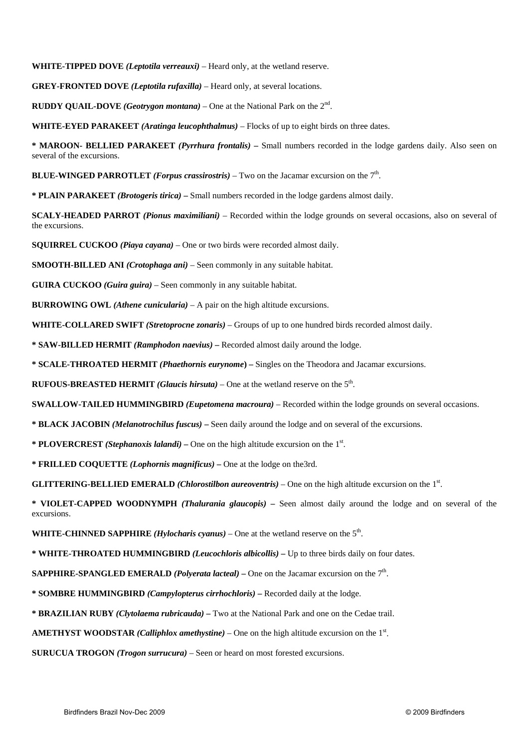**WHITE-TIPPED DOVE** ***(Leptotila verreauxi)*** – Heard only, at the wetland reserve.

**GREY-FRONTED DOVE** ***(Leptotila rufaxilla)*** – Heard only, at several locations.

**RUDDY QUAIL-DOVE** ***(Geotrygon montana)*** – One at the National Park on the 2nd.

**WHITE-EYED PARAKEET** ***(Aratinga leucophthalmus)*** – Flocks of up to eight birds on three dates.

**\* MAROON- BELLIED PARAKEET** ***(Pyrrhura frontalis)*** **–** Small numbers recorded in the lodge gardens daily. Also seen on several of the excursions.

**BLUE-WINGED PARROTLET** ***(Forpus crassirostris)*** – Two on the Jacamar excursion on the 7th.

**\* PLAIN PARAKEET** ***(Brotogeris tirica)*** **–** Small numbers recorded in the lodge gardens almost daily.

**SCALY-HEADED PARROT** ***(Pionus maximiliani)*** – Recorded within the lodge grounds on several occasions, also on several of the excursions.

**SQUIRREL CUCKOO** ***(Piaya cayana)*** – One or two birds were recorded almost daily.

**SMOOTH-BILLED ANI** ***(Crotophaga ani)*** – Seen commonly in any suitable habitat.

**GUIRA CUCKOO** ***(Guira guira)*** – Seen commonly in any suitable habitat.

**BURROWING OWL** ***(Athene cunicularia)*** – A pair on the high altitude excursions.

**WHITE-COLLARED SWIFT** ***(Stretoprocne zonaris)*** – Groups of up to one hundred birds recorded almost daily.

**\* SAW-BILLED HERMIT** ***(Ramphodon naevius)*** **–** Recorded almost daily around the lodge.

**\* SCALE-THROATED HERMIT** ***(Phaethornis eurynome*****) –** Singles on the Theodora and Jacamar excursions.

**RUFOUS-BREASTED HERMIT** ***(Glaucis hirsuta)*** – One at the wetland reserve on the 5th.

**SWALLOW-TAILED HUMMINGBIRD** ***(Eupetomena macroura)*** – Recorded within the lodge grounds on several occasions.

**\* BLACK JACOBIN** ***(Melanotrochilus fuscus)*** **–** Seen daily around the lodge and on several of the excursions.

**\* PLOVERCREST** ***(Stephanoxis lalandi)*** **–** One on the high altitude excursion on the 1st.

**\* FRILLED COQUETTE** ***(Lophornis magnificus)*** **–** One at the lodge on the3rd.

**GLITTERING-BELLIED EMERALD** ***(Chlorostilbon aureoventris)*** – One on the high altitude excursion on the 1st.

**\* VIOLET-CAPPED WOODNYMPH** ***(Thalurania glaucopis)*** **–** Seen almost daily around the lodge and on several of the excursions.

**WHITE-CHINNED SAPPHIRE** ***(Hylocharis cyanus)*** – One at the wetland reserve on the 5th.

**\* WHITE-THROATED HUMMINGBIRD** ***(Leucochloris albicollis)*** **–** Up to three birds daily on four dates.

**SAPPHIRE-SPANGLED EMERALD** ***(Polyerata lacteal)*** **–** One on the Jacamar excursion on the 7th.

**\* SOMBRE HUMMINGBIRD** ***(Campylopterus cirrhochloris)*** **–** Recorded daily at the lodge.

**\* BRAZILIAN RUBY** ***(Clytolaema rubricauda)*** **–** Two at the National Park and one on the Cedae trail.

**AMETHYST WOODSTAR** ***(Calliphlox amethystine)*** – One on the high altitude excursion on the 1st.

**SURUCUA TROGON** ***(Trogon surrucura)*** – Seen or heard on most forested excursions.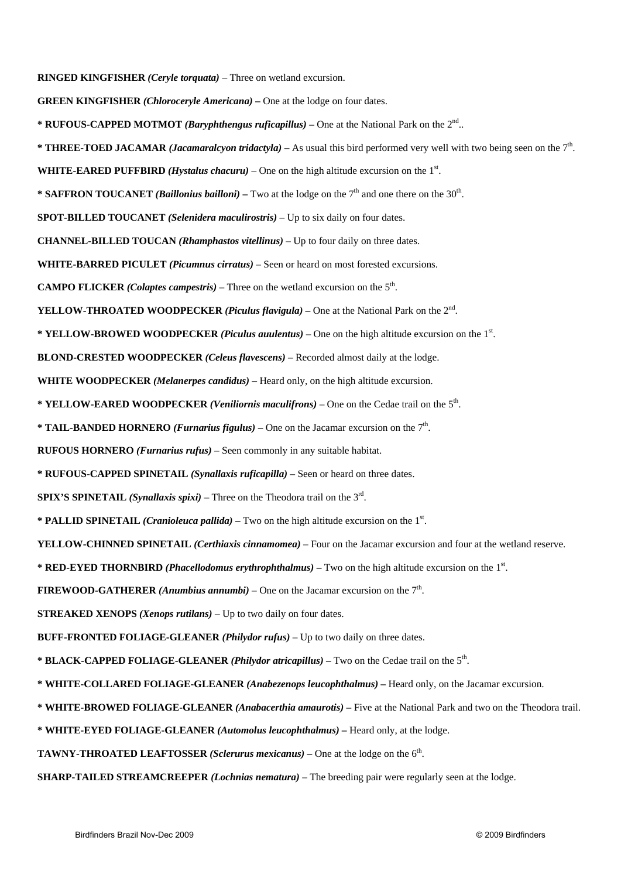**RINGED KINGFISHER** ***(Ceryle torquata)*** – Three on wetland excursion.

**GREEN KINGFISHER** ***(Chloroceryle Americana)*** **–** One at the lodge on four dates.

**\* RUFOUS-CAPPED MOTMOT** ***(Baryphthengus ruficapillus)*** **–** One at the National Park on the 2nd..

**\* THREE-TOED JACAMAR** ***(Jacamaralcyon tridactyla)*** **–** As usual this bird performed very well with two being seen on the 7th.

**WHITE-EARED PUFFBIRD** ***(Hystalus chacuru)*** – One on the high altitude excursion on the 1st.

**\* SAFFRON TOUCANET** ***(Baillonius bailloni)*** **–** Two at the lodge on the 7th and one there on the 30th.

**SPOT-BILLED TOUCANET** ***(Selenidera maculirostris)*** – Up to six daily on four dates.

**CHANNEL-BILLED TOUCAN** ***(Rhamphastos vitellinus)*** – Up to four daily on three dates.

**WHITE-BARRED PICULET** ***(Picumnus cirratus)*** – Seen or heard on most forested excursions.

**CAMPO FLICKER** ***(Colaptes campestris)*** – Three on the wetland excursion on the 5th.

**YELLOW-THROATED WOODPECKER** ***(Piculus flavigula)*** **–** One at the National Park on the 2nd.

**\* YELLOW-BROWED WOODPECKER** ***(Piculus auulentus)*** – One on the high altitude excursion on the 1st.

**BLOND-CRESTED WOODPECKER** ***(Celeus flavescens)*** – Recorded almost daily at the lodge.

**WHITE WOODPECKER** ***(Melanerpes candidus)*** **–** Heard only, on the high altitude excursion.

**\* YELLOW-EARED WOODPECKER** ***(Veniliornis maculifrons)*** – One on the Cedae trail on the 5th.

**\* TAIL-BANDED HORNERO** ***(Furnarius figulus)*** **–** One on the Jacamar excursion on the 7th.

**RUFOUS HORNERO** ***(Furnarius rufus)*** – Seen commonly in any suitable habitat.

**\* RUFOUS-CAPPED SPINETAIL** ***(Synallaxis ruficapilla)*** **–** Seen or heard on three dates.

**SPIX'S SPINETAIL** ***(Synallaxis spixi)*** – Three on the Theodora trail on the 3rd.

**\* PALLID SPINETAIL** ***(Cranioleuca pallida)*** **–** Two on the high altitude excursion on the 1st.

**YELLOW-CHINNED SPINETAIL** ***(Certhiaxis cinnamomea)*** – Four on the Jacamar excursion and four at the wetland reserve.

**\* RED-EYED THORNBIRD** ***(Phacellodomus erythrophthalmus)*** **–** Two on the high altitude excursion on the 1st.

**FIREWOOD-GATHERER** ***(Anumbius annumbi)*** – One on the Jacamar excursion on the 7th.

**STREAKED XENOPS** ***(Xenops rutilans)*** – Up to two daily on four dates.

**BUFF-FRONTED FOLIAGE-GLEANER** ***(Philydor rufus)*** – Up to two daily on three dates.

**\* BLACK-CAPPED FOLIAGE-GLEANER** ***(Philydor atricapillus)*** **–** Two on the Cedae trail on the 5th.

**\* WHITE-COLLARED FOLIAGE-GLEANER** ***(Anabezenops leucophthalmus)*** **–** Heard only, on the Jacamar excursion.

**\* WHITE-BROWED FOLIAGE-GLEANER** ***(Anabacerthia amaurotis)*** **–** Five at the National Park and two on the Theodora trail.

**\* WHITE-EYED FOLIAGE-GLEANER** ***(Automolus leucophthalmus)*** **–** Heard only, at the lodge.

**TAWNY-THROATED LEAFTOSSER** ***(Sclerurus mexicanus)*** **–** One at the lodge on the 6th.

**SHARP-TAILED STREAMCREEPER** ***(Lochnias nematura)*** – The breeding pair were regularly seen at the lodge.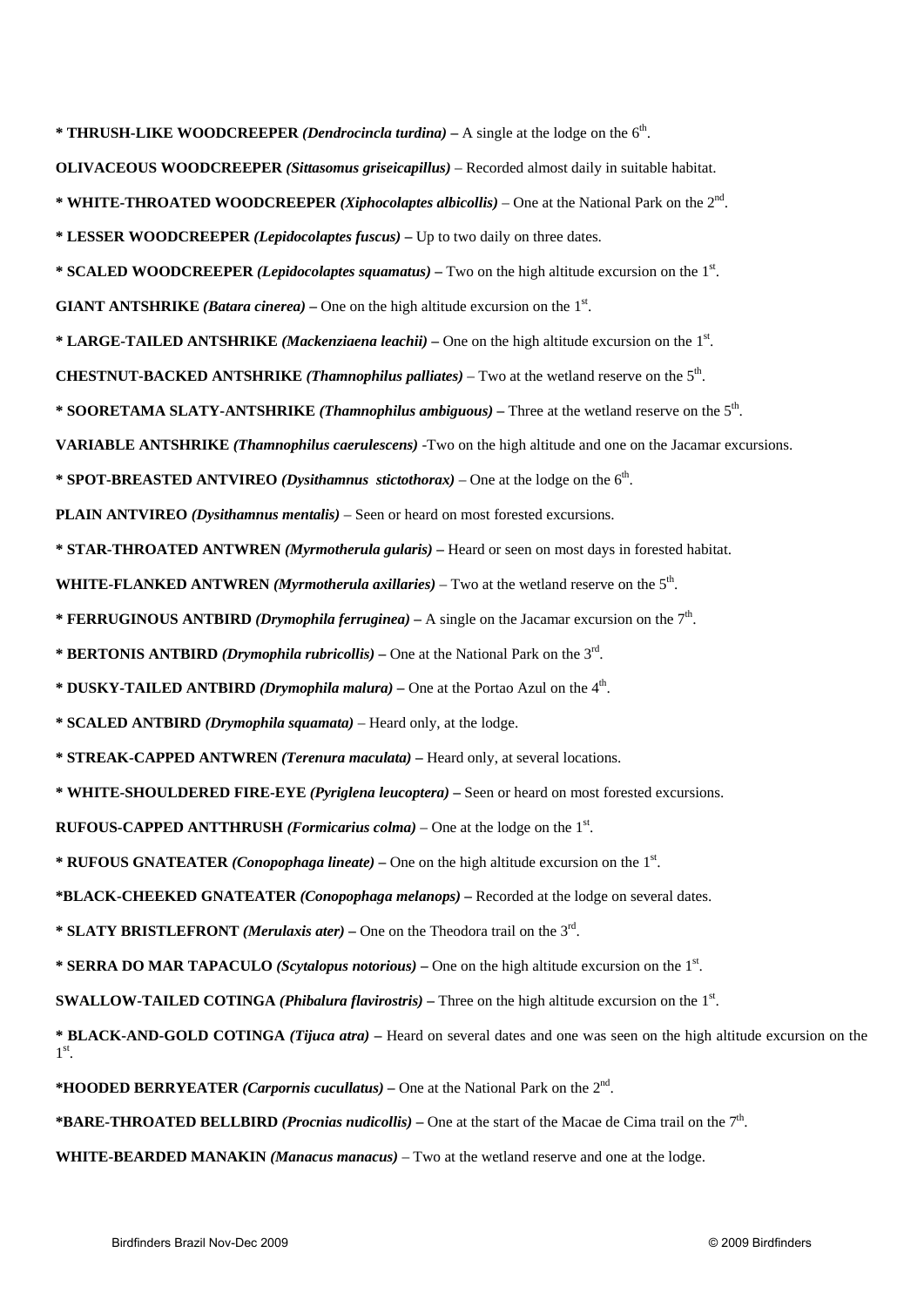**\* THRUSH-LIKE WOODCREEPER** ***(Dendrocincla turdina)*** **–** A single at the lodge on the 6th.

**OLIVACEOUS WOODCREEPER** ***(Sittasomus griseicapillus)*** – Recorded almost daily in suitable habitat.

**\* WHITE-THROATED WOODCREEPER** ***(Xiphocolaptes albicollis)*** – One at the National Park on the 2nd.

**\* LESSER WOODCREEPER** ***(Lepidocolaptes fuscus)*** **–** Up to two daily on three dates.

**\* SCALED WOODCREEPER** ***(Lepidocolaptes squamatus)*** **–** Two on the high altitude excursion on the 1st.

**GIANT ANTSHRIKE** ***(Batara cinerea)*** **–** One on the high altitude excursion on the 1st.

**\* LARGE-TAILED ANTSHRIKE** ***(Mackenziaena leachii)*** **–** One on the high altitude excursion on the 1st.

**CHESTNUT-BACKED ANTSHRIKE** ***(Thamnophilus palliates)*** – Two at the wetland reserve on the 5th.

**\* SOORETAMA SLATY-ANTSHRIKE** ***(Thamnophilus ambiguous)*** **–** Three at the wetland reserve on the 5th.

**VARIABLE ANTSHRIKE** ***(Thamnophilus caerulescens)*** -Two on the high altitude and one on the Jacamar excursions.

**\* SPOT-BREASTED ANTVIREO** ***(Dysithamnus stictothorax)*** – One at the lodge on the 6th.

**PLAIN ANTVIREO** ***(Dysithamnus mentalis)*** – Seen or heard on most forested excursions.

**\* STAR-THROATED ANTWREN** ***(Myrmotherula gularis)*** **–** Heard or seen on most days in forested habitat.

**WHITE-FLANKED ANTWREN** ***(Myrmotherula axillaries)*** – Two at the wetland reserve on the 5th.

**\* FERRUGINOUS ANTBIRD** ***(Drymophila ferruginea)*** **–** A single on the Jacamar excursion on the 7th.

**\* BERTONIS ANTBIRD** ***(Drymophila rubricollis)*** **–** One at the National Park on the 3rd.

**\* DUSKY-TAILED ANTBIRD** ***(Drymophila malura)*** **–** One at the Portao Azul on the 4th.

**\* SCALED ANTBIRD** ***(Drymophila squamata)*** – Heard only, at the lodge.

**\* STREAK-CAPPED ANTWREN** ***(Terenura maculata)*** **–** Heard only, at several locations.

**\* WHITE-SHOULDERED FIRE-EYE** ***(Pyriglena leucoptera)*** **–** Seen or heard on most forested excursions.

**RUFOUS-CAPPED ANTTHRUSH** ***(Formicarius colma)*** – One at the lodge on the 1st.

**\* RUFOUS GNATEATER** ***(Conopophaga lineate)*** **–** One on the high altitude excursion on the 1st.

**\*BLACK-CHEEKED GNATEATER** ***(Conopophaga melanops)*** **–** Recorded at the lodge on several dates.

**\* SLATY BRISTLEFRONT** ***(Merulaxis ater)*** **–** One on the Theodora trail on the 3rd.

**\* SERRA DO MAR TAPACULO** ***(Scytalopus notorious)*** **–** One on the high altitude excursion on the 1st.

**SWALLOW-TAILED COTINGA** ***(Phibalura flavirostris)*** **–** Three on the high altitude excursion on the 1st.

**\* BLACK-AND-GOLD COTINGA** ***(Tijuca atra)*** **–** Heard on several dates and one was seen on the high altitude excursion on the 1st.

**\*HOODED BERRYEATER** ***(Carpornis cucullatus)*** **–** One at the National Park on the 2nd.

**\*BARE-THROATED BELLBIRD** ***(Procnias nudicollis)*** **–** One at the start of the Macae de Cima trail on the 7th.

**WHITE-BEARDED MANAKIN** ***(Manacus manacus)*** – Two at the wetland reserve and one at the lodge.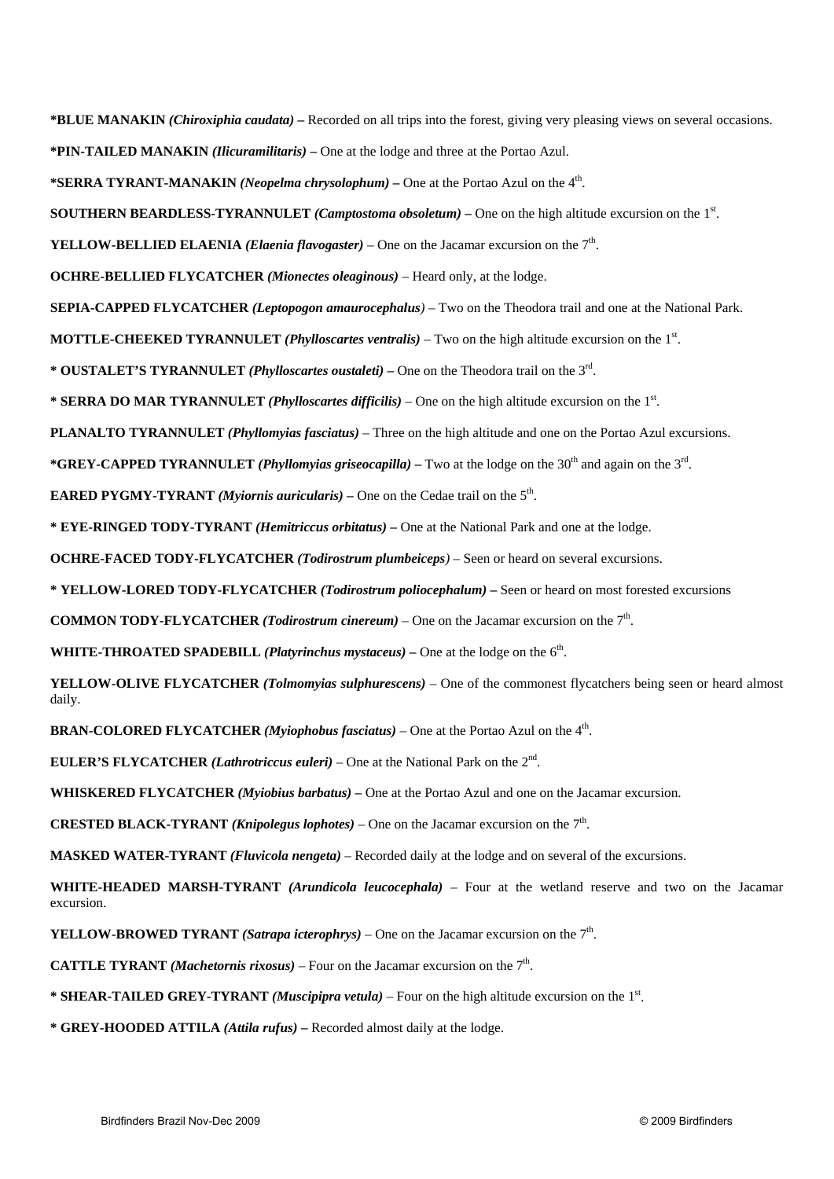**\*BLUE MANAKIN** ***(Chiroxiphia caudata)*** **–** Recorded on all trips into the forest, giving very pleasing views on several occasions.

**\*PIN-TAILED MANAKIN** ***(Ilicuramilitaris)*** **–** One at the lodge and three at the Portao Azul.

**\*SERRA TYRANT-MANAKIN** ***(Neopelma chrysolophum)*** **–** One at the Portao Azul on the 4th.

**SOUTHERN BEARDLESS-TYRANNULET** ***(Camptostoma obsoletum)*** **–** One on the high altitude excursion on the 1st.

**YELLOW-BELLIED ELAENIA** ***(Elaenia flavogaster)*** – One on the Jacamar excursion on the 7th.

**OCHRE-BELLIED FLYCATCHER** ***(Mionectes oleaginous)*** – Heard only, at the lodge.

**SEPIA-CAPPED FLYCATCHER** ***(Leptopogon amaurocephalus)*** – Two on the Theodora trail and one at the National Park.

**MOTTLE-CHEEKED TYRANNULET** ***(Phylloscartes ventralis)*** – Two on the high altitude excursion on the 1st.

**\* OUSTALET'S TYRANNULET** ***(Phylloscartes oustaleti)*** **–** One on the Theodora trail on the 3rd.

**\* SERRA DO MAR TYRANNULET** ***(Phylloscartes difficilis)*** – One on the high altitude excursion on the 1st.

**PLANALTO TYRANNULET** ***(Phyllomyias fasciatus)*** – Three on the high altitude and one on the Portao Azul excursions.

**\*GREY-CAPPED TYRANNULET** ***(Phyllomyias griseocapilla)*** **–** Two at the lodge on the 30th and again on the 3rd.

**EARED PYGMY-TYRANT** ***(Myiornis auricularis)*** **–** One on the Cedae trail on the 5th.

**\* EYE-RINGED TODY-TYRANT** ***(Hemitriccus orbitatus)*** **–** One at the National Park and one at the lodge.

**OCHRE-FACED TODY-FLYCATCHER** ***(Todirostrum plumbeiceps)*** – Seen or heard on several excursions.

**\* YELLOW-LORED TODY-FLYCATCHER** ***(Todirostrum poliocephalum)*** **–** Seen or heard on most forested excursions

**COMMON TODY-FLYCATCHER** ***(Todirostrum cinereum)*** – One on the Jacamar excursion on the 7th.

**WHITE-THROATED SPADEBILL** ***(Platyrinchus mystaceus)*** **–** One at the lodge on the 6th.

**YELLOW-OLIVE FLYCATCHER** ***(Tolmomyias sulphurescens)*** – One of the commonest flycatchers being seen or heard almost daily.

**BRAN-COLORED FLYCATCHER** ***(Myiophobus fasciatus)*** – One at the Portao Azul on the 4th.

**EULER'S FLYCATCHER** ***(Lathrotriccus euleri)*** – One at the National Park on the 2nd.

**WHISKERED FLYCATCHER** ***(Myiobius barbatus)*** **–** One at the Portao Azul and one on the Jacamar excursion.

**CRESTED BLACK-TYRANT** ***(Knipolegus lophotes)*** – One on the Jacamar excursion on the 7th.

**MASKED WATER-TYRANT** ***(Fluvicola nengeta)*** – Recorded daily at the lodge and on several of the excursions.

**WHITE-HEADED MARSH-TYRANT** ***(Arundicola leucocephala)*** – Four at the wetland reserve and two on the Jacamar excursion.

**YELLOW-BROWED TYRANT** ***(Satrapa icterophrys)*** – One on the Jacamar excursion on the 7th.

**CATTLE TYRANT** ***(Machetornis rixosus)*** – Four on the Jacamar excursion on the 7th.

**\* SHEAR-TAILED GREY-TYRANT** ***(Muscipipra vetula)*** – Four on the high altitude excursion on the 1st.

**\* GREY-HOODED ATTILA** ***(Attila rufus)*** **–** Recorded almost daily at the lodge.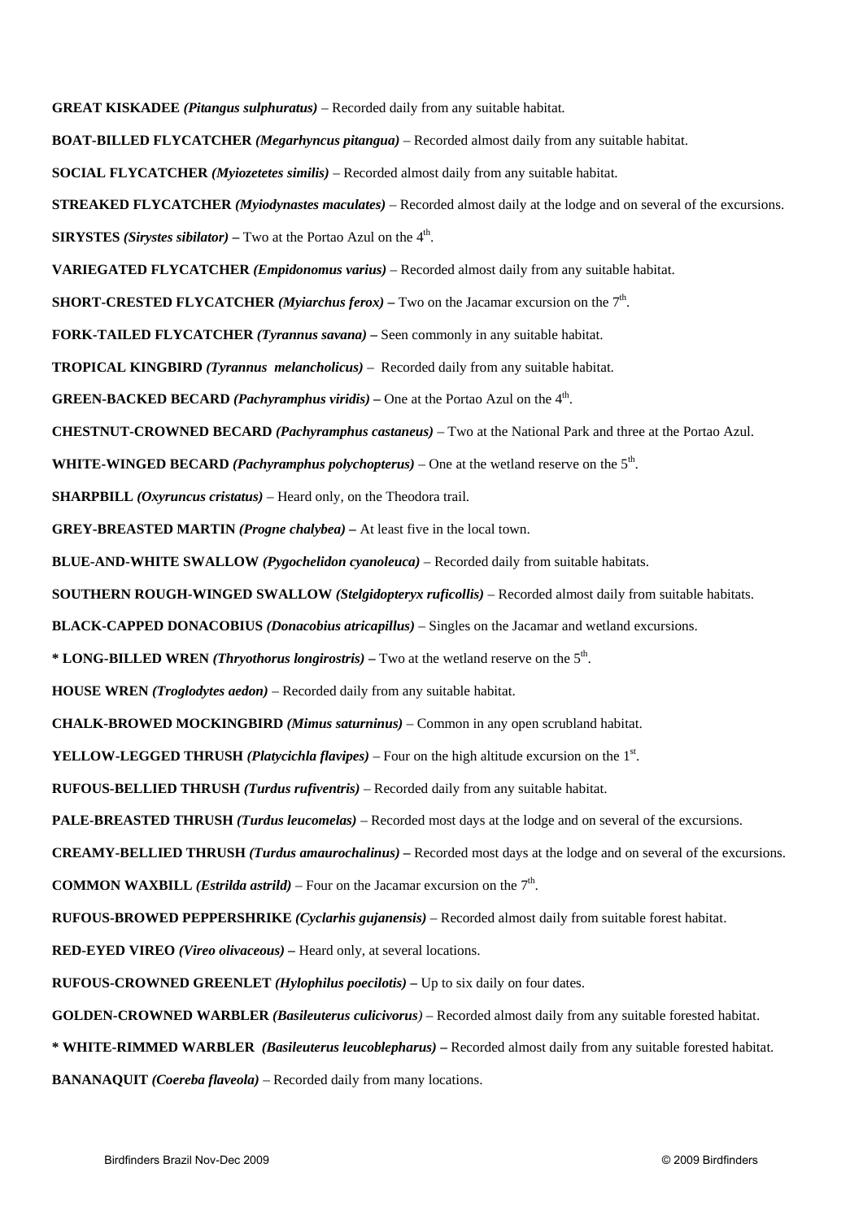**GREAT KISKADEE** ***(Pitangus sulphuratus)*** – Recorded daily from any suitable habitat.

**BOAT-BILLED FLYCATCHER** ***(Megarhyncus pitangua)*** – Recorded almost daily from any suitable habitat.

**SOCIAL FLYCATCHER** ***(Myiozetetes similis)*** – Recorded almost daily from any suitable habitat.

**STREAKED FLYCATCHER** ***(Myiodynastes maculates)*** – Recorded almost daily at the lodge and on several of the excursions.

**SIRYSTES** ***(Sirystes sibilator)*** **–** Two at the Portao Azul on the 4th.

**VARIEGATED FLYCATCHER** ***(Empidonomus varius)*** – Recorded almost daily from any suitable habitat.

**SHORT-CRESTED FLYCATCHER** ***(Myiarchus ferox)*** **–** Two on the Jacamar excursion on the 7th.

**FORK-TAILED FLYCATCHER** ***(Tyrannus savana)*** **–** Seen commonly in any suitable habitat.

**TROPICAL KINGBIRD** ***(Tyrannus melancholicus)*** – Recorded daily from any suitable habitat.

**GREEN-BACKED BECARD** ***(Pachyramphus viridis)*** **–** One at the Portao Azul on the 4th.

**CHESTNUT-CROWNED BECARD** ***(Pachyramphus castaneus)*** – Two at the National Park and three at the Portao Azul.

**WHITE-WINGED BECARD** ***(Pachyramphus polychopterus)*** – One at the wetland reserve on the 5th.

**SHARPBILL** ***(Oxyruncus cristatus)*** – Heard only, on the Theodora trail.

**GREY-BREASTED MARTIN** ***(Progne chalybea)*** **–** At least five in the local town.

**BLUE-AND-WHITE SWALLOW** ***(Pygochelidon cyanoleuca)*** – Recorded daily from suitable habitats.

**SOUTHERN ROUGH-WINGED SWALLOW** ***(Stelgidopteryx ruficollis)*** – Recorded almost daily from suitable habitats.

**BLACK-CAPPED DONACOBIUS** ***(Donacobius atricapillus)*** – Singles on the Jacamar and wetland excursions.

**\* LONG-BILLED WREN** ***(Thryothorus longirostris)*** **–** Two at the wetland reserve on the 5th.

**HOUSE WREN** ***(Troglodytes aedon)*** – Recorded daily from any suitable habitat.

**CHALK-BROWED MOCKINGBIRD** ***(Mimus saturninus)*** – Common in any open scrubland habitat.

**YELLOW-LEGGED THRUSH** ***(Platycichla flavipes)*** – Four on the high altitude excursion on the 1st.

**RUFOUS-BELLIED THRUSH** ***(Turdus rufiventris)*** – Recorded daily from any suitable habitat.

**PALE-BREASTED THRUSH** ***(Turdus leucomelas)*** – Recorded most days at the lodge and on several of the excursions.

**CREAMY-BELLIED THRUSH** ***(Turdus amaurochalinus)*** **–** Recorded most days at the lodge and on several of the excursions.

**COMMON WAXBILL** ***(Estrilda astrild)*** – Four on the Jacamar excursion on the 7th.

**RUFOUS-BROWED PEPPERSHRIKE** ***(Cyclarhis gujanensis)*** – Recorded almost daily from suitable forest habitat.

**RED-EYED VIREO** ***(Vireo olivaceous)*** **–** Heard only, at several locations.

**RUFOUS-CROWNED GREENLET** ***(Hylophilus poecilotis)*** **–** Up to six daily on four dates.

**GOLDEN-CROWNED WARBLER** ***(Basileuterus culicivorus)*** – Recorded almost daily from any suitable forested habitat.

**\* WHITE-RIMMED WARBLER** ***(Basileuterus leucoblepharus)*** **–** Recorded almost daily from any suitable forested habitat.

**BANANAQUIT** ***(Coereba flaveola)*** – Recorded daily from many locations.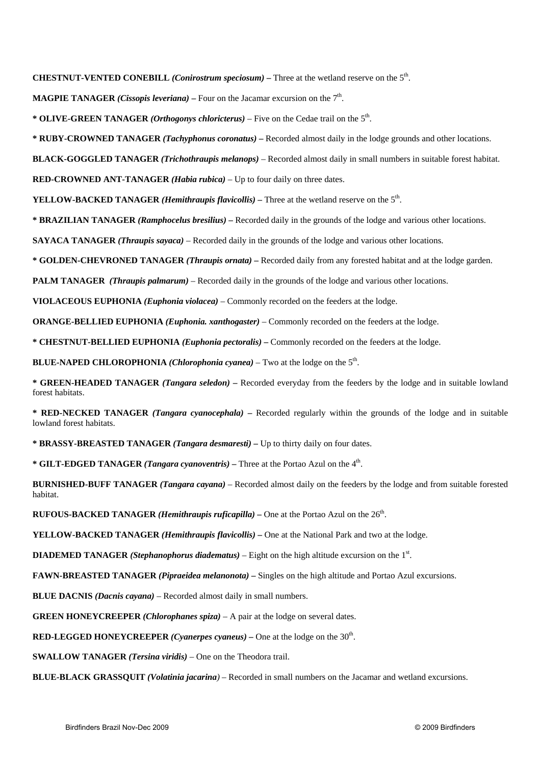**CHESTNUT-VENTED CONEBILL** ***(Conirostrum speciosum)*** **–** Three at the wetland reserve on the 5th.

**MAGPIE TANAGER** ***(Cissopis leveriana)*** **–** Four on the Jacamar excursion on the 7th.

**\* OLIVE-GREEN TANAGER** ***(Orthogonys chloricterus)*** – Five on the Cedae trail on the 5th.

**\* RUBY-CROWNED TANAGER** ***(Tachyphonus coronatus)*** **–** Recorded almost daily in the lodge grounds and other locations.

**BLACK-GOGGLED TANAGER** ***(Trichothraupis melanops)*** – Recorded almost daily in small numbers in suitable forest habitat.

**RED-CROWNED ANT-TANAGER** ***(Habia rubica)*** – Up to four daily on three dates.

**YELLOW-BACKED TANAGER** ***(Hemithraupis flavicollis)*** **–** Three at the wetland reserve on the 5th.

**\* BRAZILIAN TANAGER** ***(Ramphocelus bresilius)*** **–** Recorded daily in the grounds of the lodge and various other locations.

**SAYACA TANAGER** ***(Thraupis sayaca)*** – Recorded daily in the grounds of the lodge and various other locations.

**\* GOLDEN-CHEVRONED TANAGER** ***(Thraupis ornata)*** **–** Recorded daily from any forested habitat and at the lodge garden.

**PALM TANAGER** ***(Thraupis palmarum)*** – Recorded daily in the grounds of the lodge and various other locations.

**VIOLACEOUS EUPHONIA** ***(Euphonia violacea)*** – Commonly recorded on the feeders at the lodge.

**ORANGE-BELLIED EUPHONIA** ***(Euphonia. xanthogaster)*** – Commonly recorded on the feeders at the lodge.

**\* CHESTNUT-BELLIED EUPHONIA** ***(Euphonia pectoralis)*** **–** Commonly recorded on the feeders at the lodge.

**BLUE-NAPED CHLOROPHONIA** ***(Chlorophonia cyanea)*** – Two at the lodge on the 5th.

**\* GREEN-HEADED TANAGER** ***(Tangara seledon)*** **–** Recorded everyday from the feeders by the lodge and in suitable lowland forest habitats.

**\* RED-NECKED TANAGER** ***(Tangara cyanocephala)*** **–** Recorded regularly within the grounds of the lodge and in suitable lowland forest habitats.

**\* BRASSY-BREASTED TANAGER** ***(Tangara desmaresti)*** **–** Up to thirty daily on four dates.

**\* GILT-EDGED TANAGER** ***(Tangara cyanoventris)*** **–** Three at the Portao Azul on the 4th.

**BURNISHED-BUFF TANAGER** ***(Tangara cayana)*** – Recorded almost daily on the feeders by the lodge and from suitable forested habitat.

**RUFOUS-BACKED TANAGER** ***(Hemithraupis ruficapilla)*** **–** One at the Portao Azul on the 26th.

**YELLOW-BACKED TANAGER** ***(Hemithraupis flavicollis)*** **–** One at the National Park and two at the lodge.

**DIADEMED TANAGER** ***(Stephanophorus diadematus)*** – Eight on the high altitude excursion on the 1st.

**FAWN-BREASTED TANAGER** ***(Pipraeidea melanonota)*** **–** Singles on the high altitude and Portao Azul excursions.

**BLUE DACNIS** ***(Dacnis cayana)*** – Recorded almost daily in small numbers.

**GREEN HONEYCREEPER** ***(Chlorophanes spiza)*** – A pair at the lodge on several dates.

**RED-LEGGED HONEYCREEPER** ***(Cyanerpes cyaneus)*** **–** One at the lodge on the 30th.

**SWALLOW TANAGER** ***(Tersina viridis)*** – One on the Theodora trail.

**BLUE-BLACK GRASSQUIT** ***(Volatinia jacarina)*** – Recorded in small numbers on the Jacamar and wetland excursions.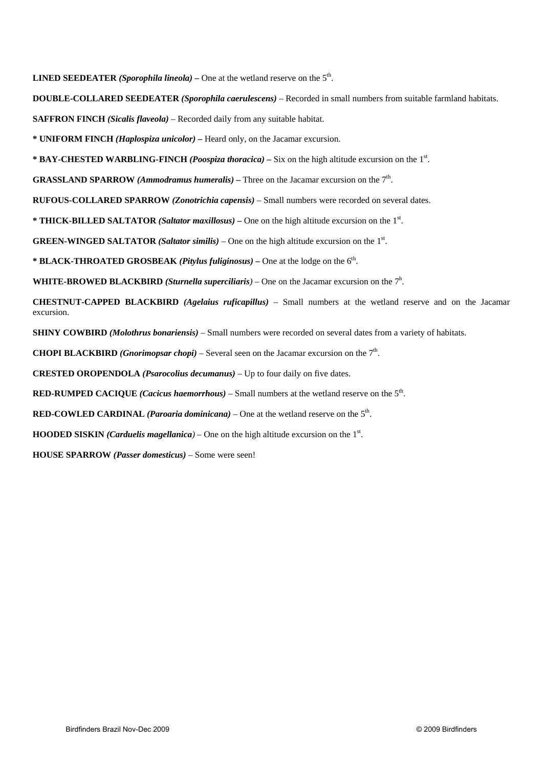**LINED SEEDEATER** ***(Sporophila lineola)*** **–** One at the wetland reserve on the 5th.

**DOUBLE-COLLARED SEEDEATER** ***(Sporophila caerulescens)*** – Recorded in small numbers from suitable farmland habitats.

**SAFFRON FINCH** ***(Sicalis flaveola)*** – Recorded daily from any suitable habitat.

**\* UNIFORM FINCH** ***(Haplospiza unicolor)*** **–** Heard only, on the Jacamar excursion.

**\* BAY-CHESTED WARBLING-FINCH** ***(Poospiza thoracica)*** **–** Six on the high altitude excursion on the 1st.

**GRASSLAND SPARROW** ***(Ammodramus humeralis)*** **–** Three on the Jacamar excursion on the 7th.

**RUFOUS-COLLARED SPARROW** ***(Zonotrichia capensis)*** – Small numbers were recorded on several dates.

**\* THICK-BILLED SALTATOR** ***(Saltator maxillosus)*** **–** One on the high altitude excursion on the 1st.

**GREEN-WINGED SALTATOR** ***(Saltator similis)*** – One on the high altitude excursion on the 1st.

**\* BLACK-THROATED GROSBEAK** ***(Pitylus fuliginosus)*** **–** One at the lodge on the 6th.

**WHITE-BROWED BLACKBIRD** ***(Sturnella superciliaris)*** – One on the Jacamar excursion on the 7h.

**CHESTNUT-CAPPED BLACKBIRD** ***(Agelaius ruficapillus)*** – Small numbers at the wetland reserve and on the Jacamar excursion.

**SHINY COWBIRD** ***(Molothrus bonariensis)*** – Small numbers were recorded on several dates from a variety of habitats.

**CHOPI BLACKBIRD** ***(Gnorimopsar chopi)*** – Several seen on the Jacamar excursion on the 7th.

**CRESTED OROPENDOLA** ***(Psarocolius decumanus)*** – Up to four daily on five dates.

**RED-RUMPED CACIQUE** ***(Cacicus haemorrhous)*** – Small numbers at the wetland reserve on the 5th.

**RED-COWLED CARDINAL** ***(Paroaria dominicana)*** – One at the wetland reserve on the 5th.

**HOODED SISKIN** ***(Carduelis magellanica)*** – One on the high altitude excursion on the 1st.

**HOUSE SPARROW** ***(Passer domesticus)*** – Some were seen!